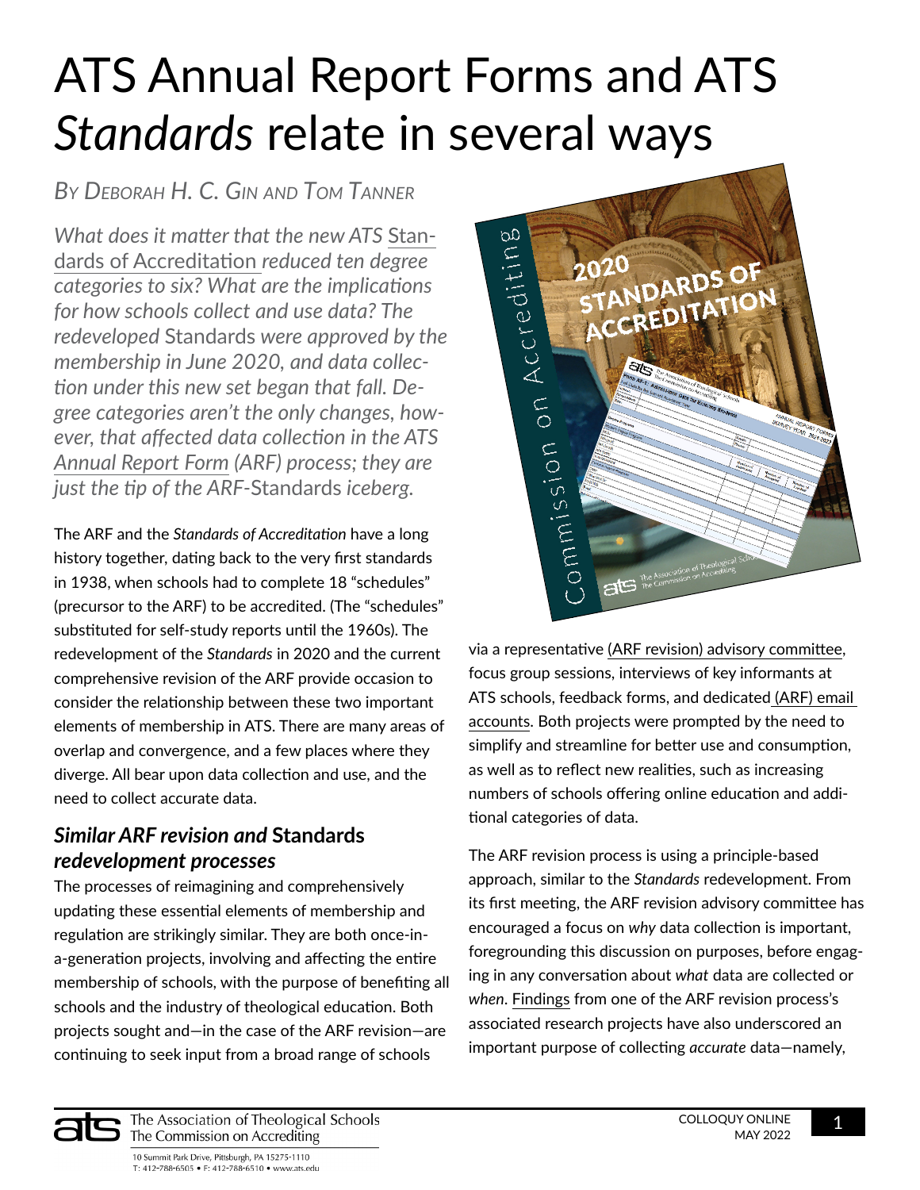# ATS Annual Report Forms and ATS *Standards* relate in several ways

*By Deborah H. C. Gin and Tom Tanner*

*What does it matter that the new ATS Standards of Accreditation reduced ten degree categories to six? What are the implications for how schools collect and use data? The redeveloped* Standards *were approved by the membership in June 2020, and data collection under this new set began that fall. Degree categories aren't the only changes, however, that affected data collection in the ATS Annual Report Form (ARF) process; they are just the tip of the ARF-*Standards *iceberg.*

The ARF and the *Standards of Accreditation* have a long history together, dating back to the very first standards in 1938, when schools had to complete 18 "schedules" (precursor to the ARF) to be accredited. (The "schedules" substituted for self-study reports until the 1960s). The redevelopment of the *Standards* in 2020 and the current comprehensive revision of the ARF provide occasion to consider the relationship between these two important elements of membership in ATS. There are many areas of overlap and convergence, and a few places where they diverge. All bear upon data collection and use, and the need to collect accurate data.

## *Similar ARF revision and* Standards *redevelopment processes*

The processes of reimagining and comprehensively updating these essential elements of membership and regulation are strikingly similar. They are both once-in-a-generation projects, involving and affecting the entire membership of schools, with the purpose of benefiting all schools and the industry of theological education. Both projects sought and—in the case of the ARF revision—are continuing to seek input from a broad range of schools via a representative (ARF revision) advisory committee, focus group sessions, interviews of key informants at ATS schools, feedback forms, and dedicated (ARF) email accounts. Both projects were prompted by the need to simplify and streamline for better use and consumption, as well as to reflect new realities, such as increasing numbers of schools offering online education and additional categories of data.

The ARF revision process is using a principle-based approach, similar to the *Standards* redevelopment. From its first meeting, the ARF revision advisory committee has encouraged a focus on *why* data collection is important, foregrounding this discussion on purposes, before engaging in any conversation about *what* data are collected or *when*. Findings from one of the ARF revision process's associated research projects have also underscored an important purpose of collecting *accurate* data—namely,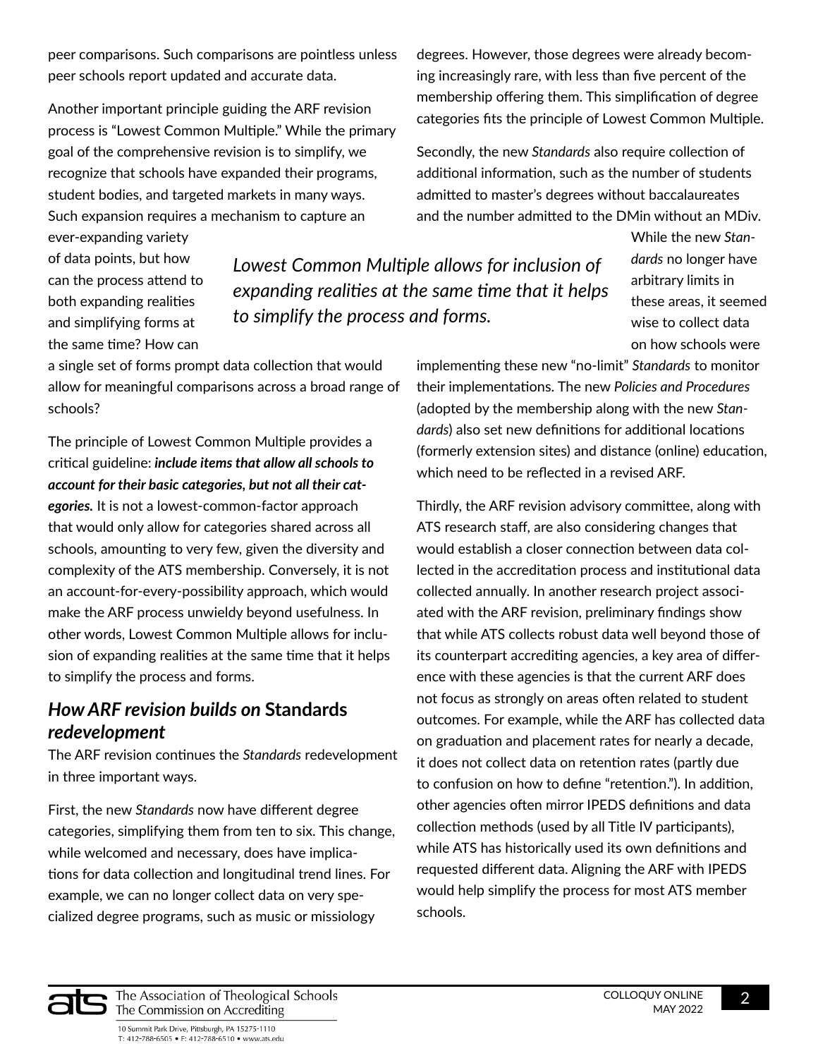peer comparisons. Such comparisons are pointless unless peer schools report updated and accurate data.

Another important principle guiding the ARF revision process is "Lowest Common Multiple." While the primary goal of the comprehensive revision is to simplify, we recognize that schools have expanded their programs, student bodies, and targeted markets in many ways. Such expansion requires a mechanism to capture an ever-expanding variety of data points, but how can the process attend to both expanding realities and simplifying forms at the same time? How can a single set of forms prompt data collection that would allow for meaningful comparisons across a broad range of schools?

*Lowest Common Multiple allows for inclusion of expanding realities at the same time that it helps to simplify the process and forms.*

The principle of Lowest Common Multiple provides a critical guideline: ***include items that allow all schools to account for their basic categories, but not all their categories.*** It is not a lowest-common-factor approach that would only allow for categories shared across all schools, amounting to very few, given the diversity and complexity of the ATS membership. Conversely, it is not an account-for-every-possibility approach, which would make the ARF process unwieldy beyond usefulness. In other words, Lowest Common Multiple allows for inclusion of expanding realities at the same time that it helps to simplify the process and forms.

## *How ARF revision builds on* Standards *redevelopment*

The ARF revision continues the *Standards* redevelopment in three important ways.

First, the new *Standards* now have different degree categories, simplifying them from ten to six. This change, while welcomed and necessary, does have implications for data collection and longitudinal trend lines. For example, we can no longer collect data on very specialized degree programs, such as music or missiology degrees. However, those degrees were already becoming increasingly rare, with less than five percent of the membership offering them. This simplification of degree categories fits the principle of Lowest Common Multiple.

Secondly, the new *Standards* also require collection of additional information, such as the number of students admitted to master's degrees without baccalaureates and the number admitted to the DMin without an MDiv. While the new *Standards* no longer have arbitrary limits in these areas, it seemed wise to collect data on how schools were implementing these new "no-limit" *Standards* to monitor their implementations. The new *Policies and Procedures* (adopted by the membership along with the new *Standards*) also set new definitions for additional locations (formerly extension sites) and distance (online) education, which need to be reflected in a revised ARF.

Thirdly, the ARF revision advisory committee, along with ATS research staff, are also considering changes that would establish a closer connection between data collected in the accreditation process and institutional data collected annually. In another research project associated with the ARF revision, preliminary findings show that while ATS collects robust data well beyond those of its counterpart accrediting agencies, a key area of difference with these agencies is that the current ARF does not focus as strongly on areas often related to student outcomes. For example, while the ARF has collected data on graduation and placement rates for nearly a decade, it does not collect data on retention rates (partly due to confusion on how to define "retention."). In addition, other agencies often mirror IPEDS definitions and data collection methods (used by all Title IV participants), while ATS has historically used its own definitions and requested different data. Aligning the ARF with IPEDS would help simplify the process for most ATS member schools.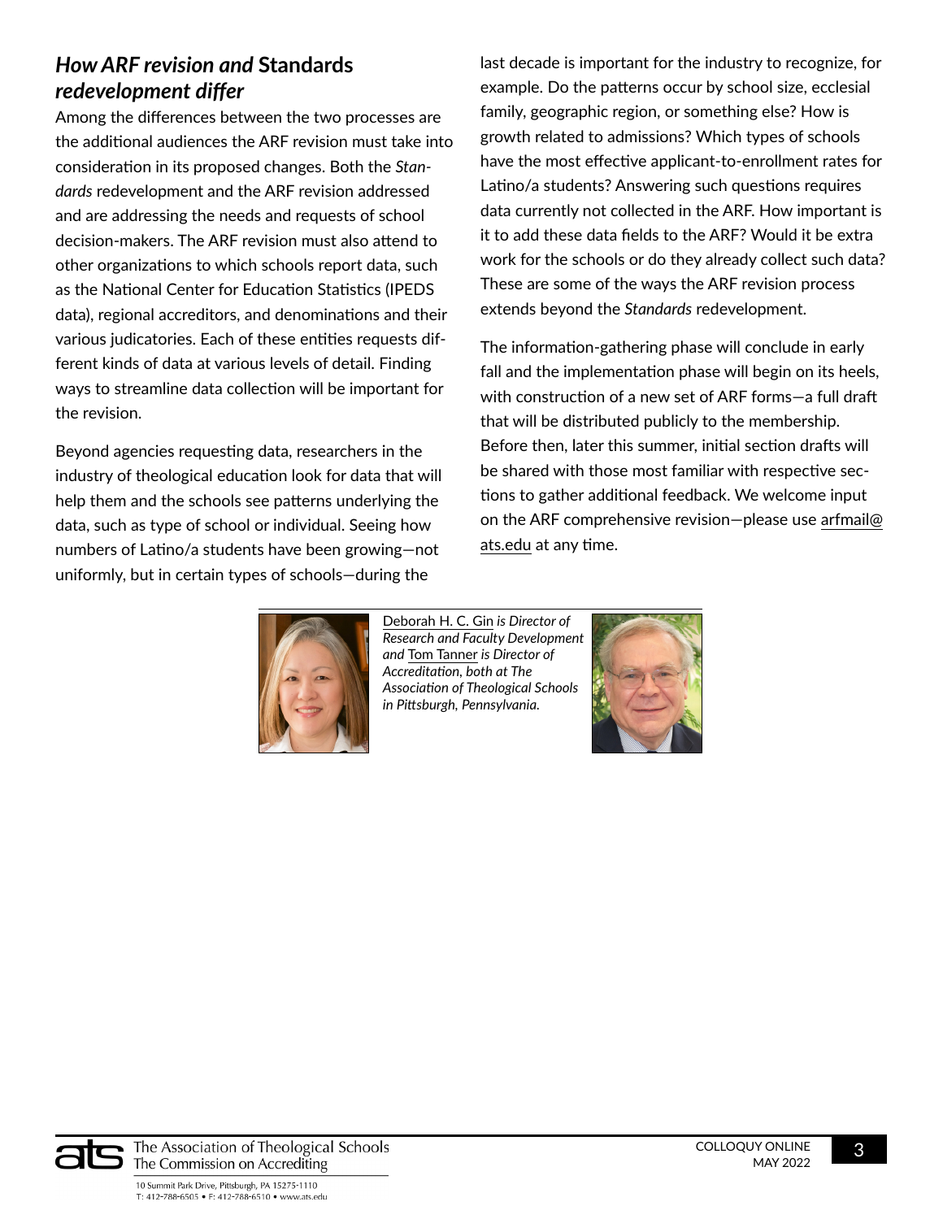### *How ARF revision and* Standards *redevelopment differ*

Among the differences between the two processes are the additional audiences the ARF revision must take into consideration in its proposed changes. Both the *Standards* redevelopment and the ARF revision addressed and are addressing the needs and requests of school decision-makers. The ARF revision must also attend to other organizations to which schools report data, such as the National Center for Education Statistics (IPEDS data), regional accreditors, and denominations and their various judicatories. Each of these entities requests different kinds of data at various levels of detail. Finding ways to streamline data collection will be important for the revision.

Beyond agencies requesting data, researchers in the industry of theological education look for data that will help them and the schools see patterns underlying the data, such as type of school or individual. Seeing how numbers of Latino/a students have been growing—not uniformly, but in certain types of schools—during the last decade is important for the industry to recognize, for example. Do the patterns occur by school size, ecclesial family, geographic region, or something else? How is growth related to admissions? Which types of schools have the most effective applicant-to-enrollment rates for Latino/a students? Answering such questions requires data currently not collected in the ARF. How important is it to add these data fields to the ARF? Would it be extra work for the schools or do they already collect such data? These are some of the ways the ARF revision process extends beyond the *Standards* redevelopment.

The information-gathering phase will conclude in early fall and the implementation phase will begin on its heels, with construction of a new set of ARF forms—a full draft that will be distributed publicly to the membership. Before then, later this summer, initial section drafts will be shared with those most familiar with respective sections to gather additional feedback. We welcome input on the ARF comprehensive revision—please use arfmail@ats.edu at any time.

Deborah H. C. Gin *is Director of Research and Faculty Development and* Tom Tanner *is Director of Accreditation, both at The Association of Theological Schools in Pittsburgh, Pennsylvania.*